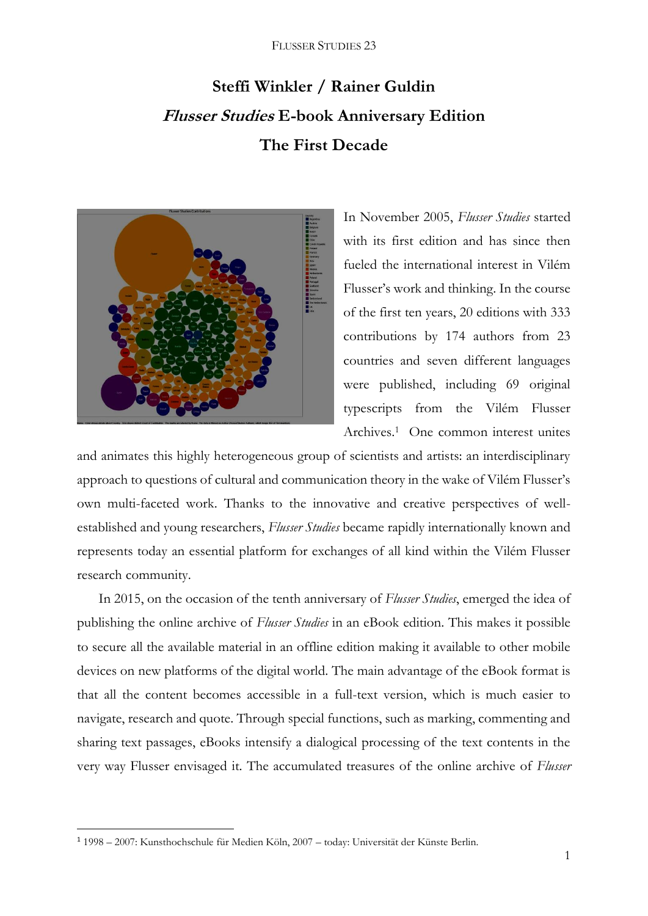# Steffi Winkler / Rainer Guldin

# *Flusser Studies* E-book Anniversary Edition

# The First Decade

In November 2005, *Flusser Studies* started with its first edition and has since then fueled the international interest in Vilém Flusser's work and thinking. In the course of the first ten years, 20 editions with 333 contributions by 174 authors from 23 countries and seven different languages were published, including 69 original typescripts from the Vilém Flusser Archives.[1] One common interest unites and animates this highly heterogeneous group of scientists and artists: an interdisciplinary approach to questions of cultural and communication theory in the wake of Vilém Flusser's own multi-faceted work. Thanks to the innovative and creative perspectives of well-established and young researchers, *Flusser Studies* became rapidly internationally known and represents today an essential platform for exchanges of all kind within the Vilém Flusser research community.

In 2015, on the occasion of the tenth anniversary of *Flusser Studies*, emerged the idea of publishing the online archive of *Flusser Studies* in an eBook edition. This makes it possible to secure all the available material in an offline edition making it available to other mobile devices on new platforms of the digital world. The main advantage of the eBook format is that all the content becomes accessible in a full-text version, which is much easier to navigate, research and quote. Through special functions, such as marking, commenting and sharing text passages, eBooks intensify a dialogical processing of the text contents in the very way Flusser envisaged it. The accumulated treasures of the online archive of *Flusser*

[1] 1998 – 2007: Kunsthochschule für Medien Köln, 2007 – today: Universität der Künste Berlin.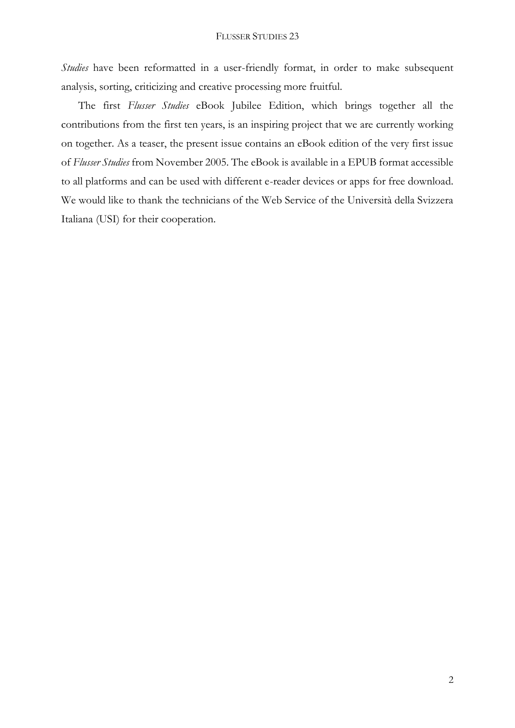*Studies* have been reformatted in a user-friendly format, in order to make subsequent analysis, sorting, criticizing and creative processing more fruitful.

The first *Flusser Studies* eBook Jubilee Edition, which brings together all the contributions from the first ten years, is an inspiring project that we are currently working on together. As a teaser, the present issue contains an eBook edition of the very first issue of *Flusser Studies* from November 2005. The eBook is available in a EPUB format accessible to all platforms and can be used with different e-reader devices or apps for free download. We would like to thank the technicians of the Web Service of the Università della Svizzera Italiana (USI) for their cooperation.